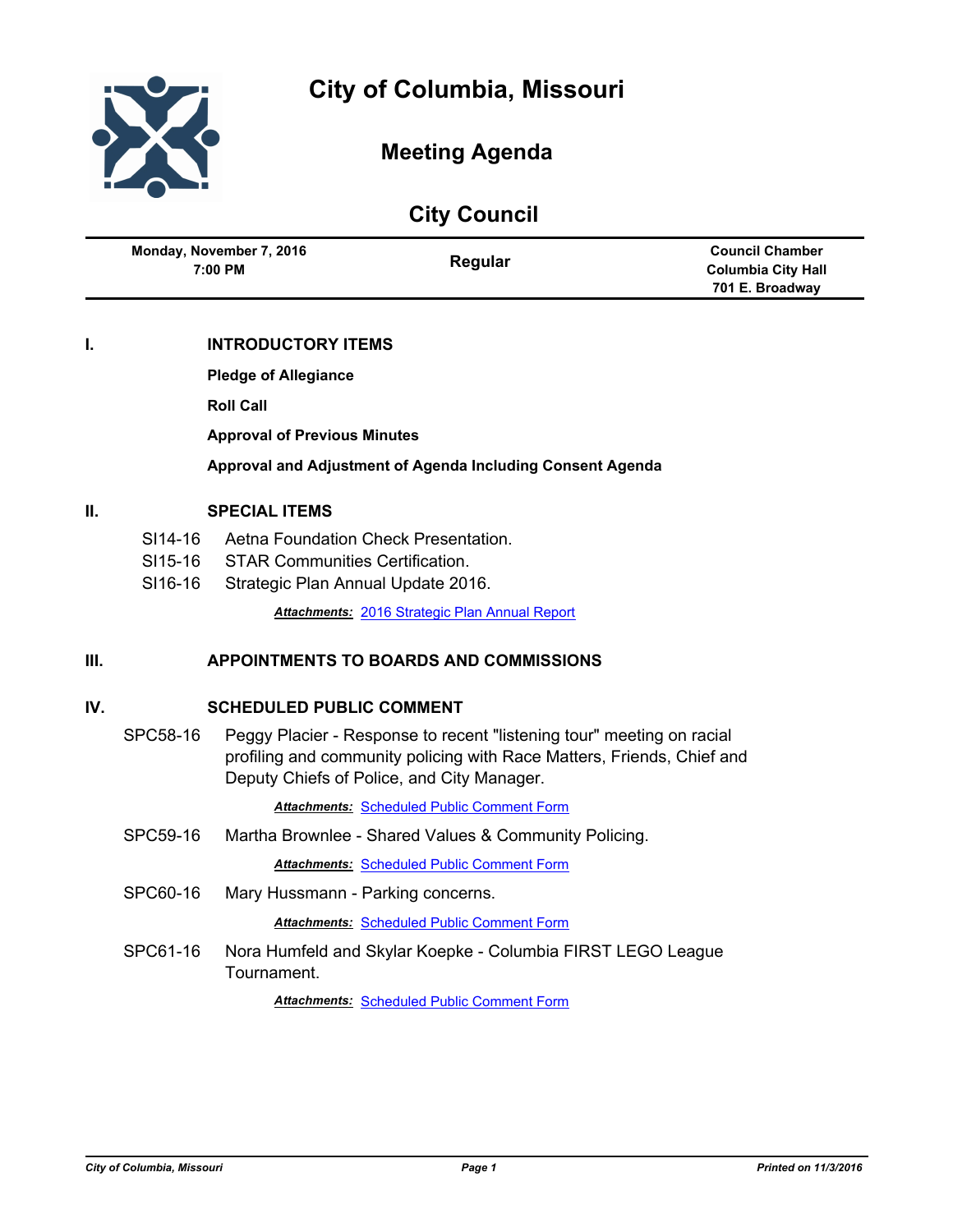# City of Columbia, Missouri

## Meeting Agenda

## City Council

| Monday, November 7, 2016 7:00 PM | Regular | Council Chamber Columbia City Hall 701 E. Broadway |
|---|---|---|

## I. INTRODUCTORY ITEMS

**Pledge of Allegiance**

**Roll Call**

**Approval of Previous Minutes**

**Approval and Adjustment of Agenda Including Consent Agenda**

## II. SPECIAL ITEMS

SI14-16 Aetna Foundation Check Presentation.

SI15-16 STAR Communities Certification.

SI16-16 Strategic Plan Annual Update 2016.

***Attachments:*** 2016 Strategic Plan Annual Report

## III. APPOINTMENTS TO BOARDS AND COMMISSIONS

## IV. SCHEDULED PUBLIC COMMENT

SPC58-16 Peggy Placier - Response to recent "listening tour" meeting on racial profiling and community policing with Race Matters, Friends, Chief and Deputy Chiefs of Police, and City Manager.

***Attachments:*** Scheduled Public Comment Form

SPC59-16 Martha Brownlee - Shared Values & Community Policing.

***Attachments:*** Scheduled Public Comment Form

SPC60-16 Mary Hussmann - Parking concerns.

***Attachments:*** Scheduled Public Comment Form

SPC61-16 Nora Humfeld and Skylar Koepke - Columbia FIRST LEGO League Tournament.

***Attachments:*** Scheduled Public Comment Form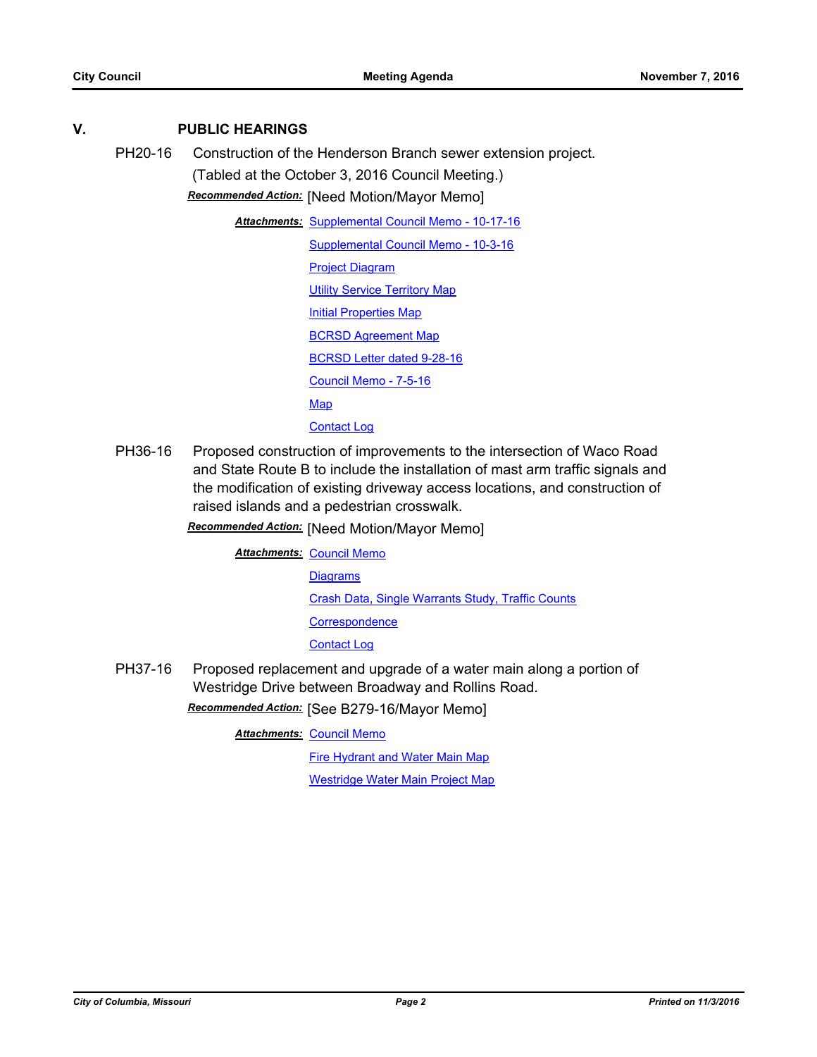## V. PUBLIC HEARINGS

**PH20-16** Construction of the Henderson Branch sewer extension project. (Tabled at the October 3, 2016 Council Meeting.)

***Recommended Action:*** [Need Motion/Mayor Memo]

***Attachments:*** Supplemental Council Memo - 10-17-16
Supplemental Council Memo - 10-3-16
Project Diagram
Utility Service Territory Map
Initial Properties Map
BCRSD Agreement Map
BCRSD Letter dated 9-28-16
Council Memo - 7-5-16
Map
Contact Log

**PH36-16** Proposed construction of improvements to the intersection of Waco Road and State Route B to include the installation of mast arm traffic signals and the modification of existing driveway access locations, and construction of raised islands and a pedestrian crosswalk.

***Recommended Action:*** [Need Motion/Mayor Memo]

***Attachments:*** Council Memo
Diagrams
Crash Data, Single Warrants Study, Traffic Counts
Correspondence
Contact Log

**PH37-16** Proposed replacement and upgrade of a water main along a portion of Westridge Drive between Broadway and Rollins Road.

***Recommended Action:*** [See B279-16/Mayor Memo]

***Attachments:*** Council Memo
Fire Hydrant and Water Main Map
Westridge Water Main Project Map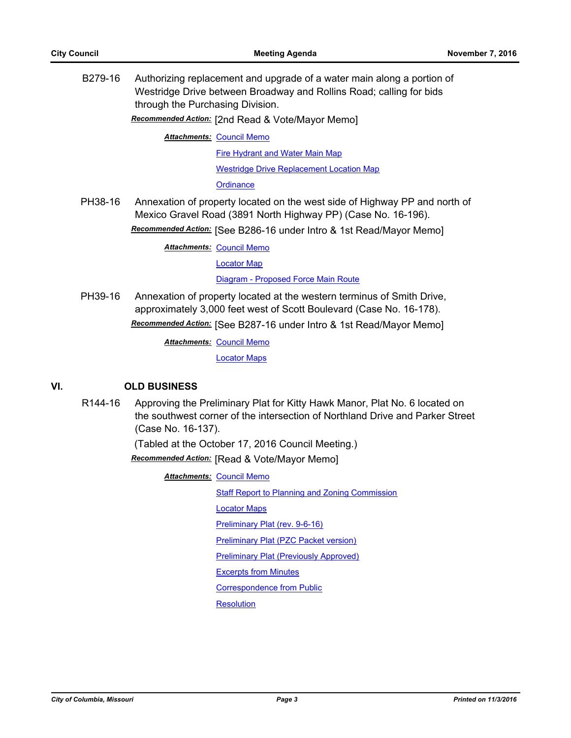**B279-16** Authorizing replacement and upgrade of a water main along a portion of Westridge Drive between Broadway and Rollins Road; calling for bids through the Purchasing Division.

***Recommended Action:*** [2nd Read & Vote/Mayor Memo]

***Attachments:*** Council Memo
Fire Hydrant and Water Main Map
Westridge Drive Replacement Location Map
Ordinance

**PH38-16** Annexation of property located on the west side of Highway PP and north of Mexico Gravel Road (3891 North Highway PP) (Case No. 16-196).

***Recommended Action:*** [See B286-16 under Intro & 1st Read/Mayor Memo]

***Attachments:*** Council Memo
Locator Map
Diagram - Proposed Force Main Route

**PH39-16** Annexation of property located at the western terminus of Smith Drive, approximately 3,000 feet west of Scott Boulevard (Case No. 16-178).

***Recommended Action:*** [See B287-16 under Intro & 1st Read/Mayor Memo]

***Attachments:*** Council Memo
Locator Maps

## VI. OLD BUSINESS

**R144-16** Approving the Preliminary Plat for Kitty Hawk Manor, Plat No. 6 located on the southwest corner of the intersection of Northland Drive and Parker Street (Case No. 16-137).

(Tabled at the October 17, 2016 Council Meeting.)

***Recommended Action:*** [Read & Vote/Mayor Memo]

***Attachments:*** Council Memo
Staff Report to Planning and Zoning Commission
Locator Maps
Preliminary Plat (rev. 9-6-16)
Preliminary Plat (PZC Packet version)
Preliminary Plat (Previously Approved)
Excerpts from Minutes
Correspondence from Public
Resolution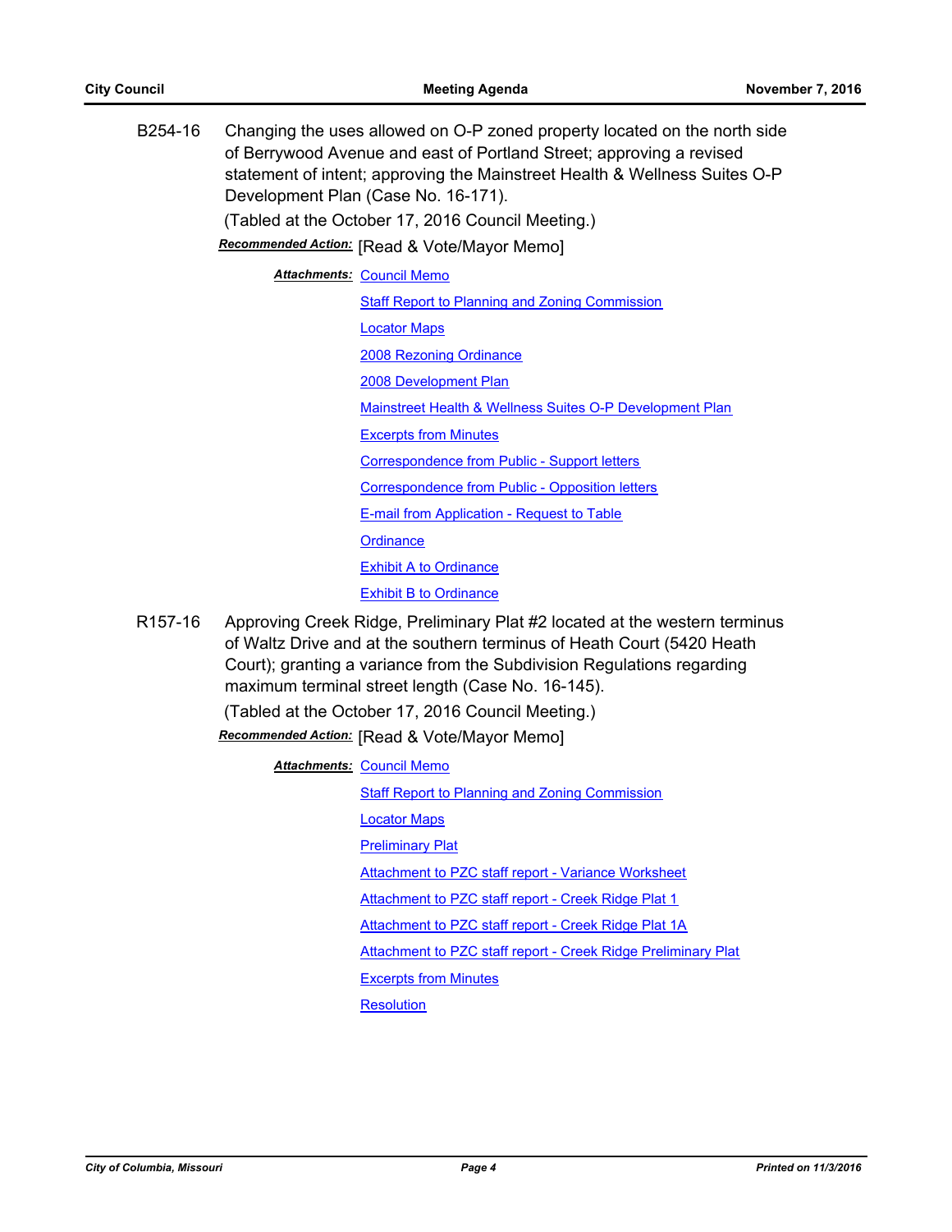B254-16 Changing the uses allowed on O-P zoned property located on the north side of Berrywood Avenue and east of Portland Street; approving a revised statement of intent; approving the Mainstreet Health & Wellness Suites O-P Development Plan (Case No. 16-171).

(Tabled at the October 17, 2016 Council Meeting.)

***Recommended Action:*** [Read & Vote/Mayor Memo]

***Attachments:*** Council Memo

Staff Report to Planning and Zoning Commission

Locator Maps

2008 Rezoning Ordinance

2008 Development Plan

Mainstreet Health & Wellness Suites O-P Development Plan

Excerpts from Minutes

Correspondence from Public - Support letters

Correspondence from Public - Opposition letters

E-mail from Application - Request to Table

Ordinance

Exhibit A to Ordinance

Exhibit B to Ordinance

R157-16 Approving Creek Ridge, Preliminary Plat #2 located at the western terminus of Waltz Drive and at the southern terminus of Heath Court (5420 Heath Court); granting a variance from the Subdivision Regulations regarding maximum terminal street length (Case No. 16-145).

(Tabled at the October 17, 2016 Council Meeting.)

***Recommended Action:*** [Read & Vote/Mayor Memo]

***Attachments:*** Council Memo

Staff Report to Planning and Zoning Commission

Locator Maps

Preliminary Plat

Attachment to PZC staff report - Variance Worksheet

Attachment to PZC staff report - Creek Ridge Plat 1

Attachment to PZC staff report - Creek Ridge Plat 1A

Attachment to PZC staff report - Creek Ridge Preliminary Plat

Excerpts from Minutes

Resolution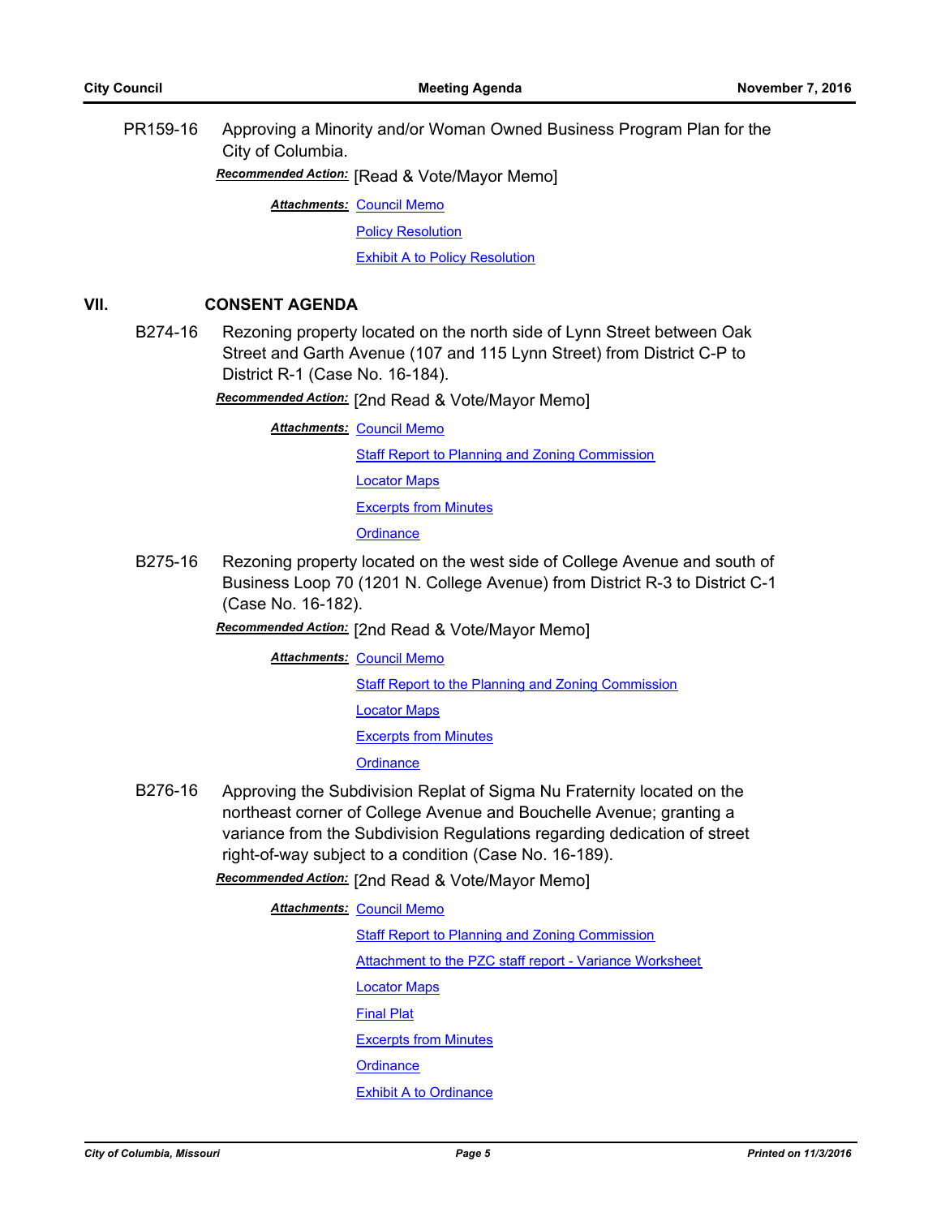PR159-16 Approving a Minority and/or Woman Owned Business Program Plan for the City of Columbia.

***Recommended Action:*** [Read & Vote/Mayor Memo]

***Attachments:*** Council Memo

Policy Resolution

Exhibit A to Policy Resolution

## VII. CONSENT AGENDA

B274-16 Rezoning property located on the north side of Lynn Street between Oak Street and Garth Avenue (107 and 115 Lynn Street) from District C-P to District R-1 (Case No. 16-184).

***Recommended Action:*** [2nd Read & Vote/Mayor Memo]

***Attachments:*** Council Memo

Staff Report to Planning and Zoning Commission

Locator Maps

Excerpts from Minutes

Ordinance

B275-16 Rezoning property located on the west side of College Avenue and south of Business Loop 70 (1201 N. College Avenue) from District R-3 to District C-1 (Case No. 16-182).

***Recommended Action:*** [2nd Read & Vote/Mayor Memo]

***Attachments:*** Council Memo

Staff Report to the Planning and Zoning Commission

Locator Maps

Excerpts from Minutes

Ordinance

B276-16 Approving the Subdivision Replat of Sigma Nu Fraternity located on the northeast corner of College Avenue and Bouchelle Avenue; granting a variance from the Subdivision Regulations regarding dedication of street right-of-way subject to a condition (Case No. 16-189).

***Recommended Action:*** [2nd Read & Vote/Mayor Memo]

***Attachments:*** Council Memo

Staff Report to Planning and Zoning Commission

Attachment to the PZC staff report - Variance Worksheet

Locator Maps

Final Plat

Excerpts from Minutes

Ordinance

Exhibit A to Ordinance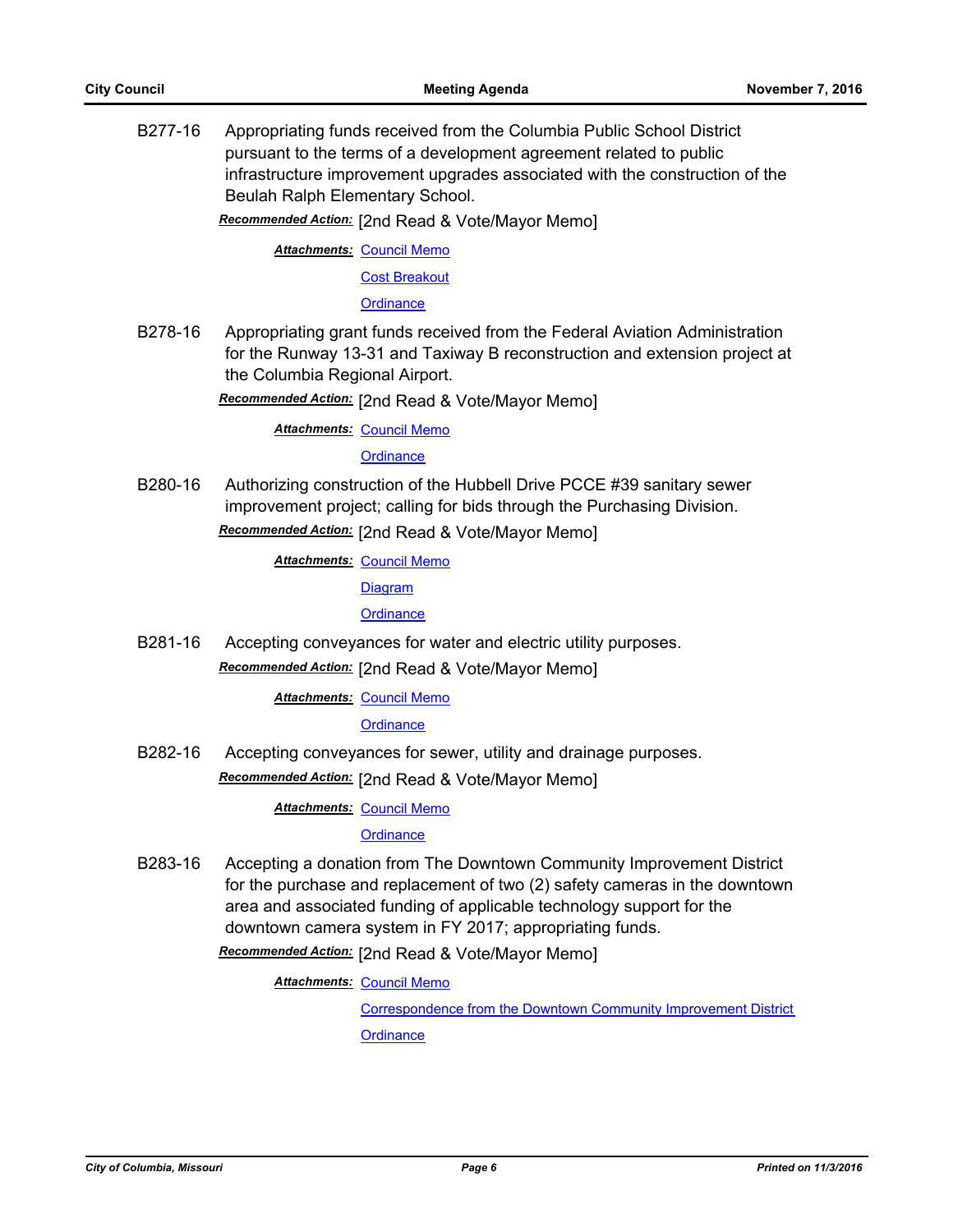B277-16 Appropriating funds received from the Columbia Public School District pursuant to the terms of a development agreement related to public infrastructure improvement upgrades associated with the construction of the Beulah Ralph Elementary School.

***Recommended Action:*** [2nd Read & Vote/Mayor Memo]

***Attachments:*** Council Memo
Cost Breakout
Ordinance

B278-16 Appropriating grant funds received from the Federal Aviation Administration for the Runway 13-31 and Taxiway B reconstruction and extension project at the Columbia Regional Airport.

***Recommended Action:*** [2nd Read & Vote/Mayor Memo]

***Attachments:*** Council Memo
Ordinance

B280-16 Authorizing construction of the Hubbell Drive PCCE #39 sanitary sewer improvement project; calling for bids through the Purchasing Division.

***Recommended Action:*** [2nd Read & Vote/Mayor Memo]

***Attachments:*** Council Memo
Diagram
Ordinance

B281-16 Accepting conveyances for water and electric utility purposes.

***Recommended Action:*** [2nd Read & Vote/Mayor Memo]

***Attachments:*** Council Memo
Ordinance

B282-16 Accepting conveyances for sewer, utility and drainage purposes.

***Recommended Action:*** [2nd Read & Vote/Mayor Memo]

***Attachments:*** Council Memo
Ordinance

B283-16 Accepting a donation from The Downtown Community Improvement District for the purchase and replacement of two (2) safety cameras in the downtown area and associated funding of applicable technology support for the downtown camera system in FY 2017; appropriating funds.

***Recommended Action:*** [2nd Read & Vote/Mayor Memo]

***Attachments:*** Council Memo
Correspondence from the Downtown Community Improvement District
Ordinance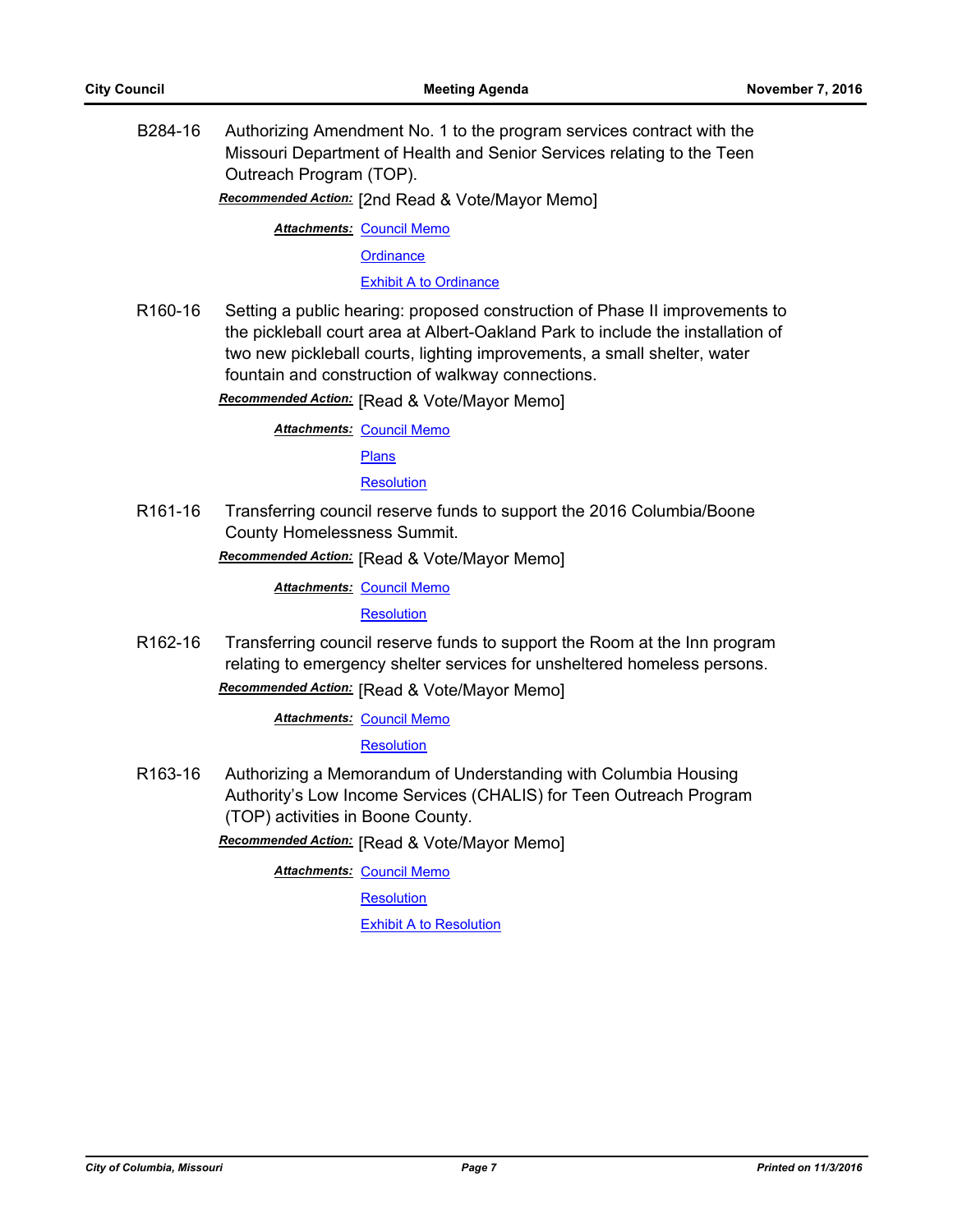B284-16 Authorizing Amendment No. 1 to the program services contract with the Missouri Department of Health and Senior Services relating to the Teen Outreach Program (TOP).

***Recommended Action:*** [2nd Read & Vote/Mayor Memo]

***Attachments:*** Council Memo
Ordinance
Exhibit A to Ordinance

R160-16 Setting a public hearing: proposed construction of Phase II improvements to the pickleball court area at Albert-Oakland Park to include the installation of two new pickleball courts, lighting improvements, a small shelter, water fountain and construction of walkway connections.

***Recommended Action:*** [Read & Vote/Mayor Memo]

***Attachments:*** Council Memo
Plans
Resolution

R161-16 Transferring council reserve funds to support the 2016 Columbia/Boone County Homelessness Summit.

***Recommended Action:*** [Read & Vote/Mayor Memo]

***Attachments:*** Council Memo
Resolution

R162-16 Transferring council reserve funds to support the Room at the Inn program relating to emergency shelter services for unsheltered homeless persons.

***Recommended Action:*** [Read & Vote/Mayor Memo]

***Attachments:*** Council Memo
Resolution

R163-16 Authorizing a Memorandum of Understanding with Columbia Housing Authority's Low Income Services (CHALIS) for Teen Outreach Program (TOP) activities in Boone County.

***Recommended Action:*** [Read & Vote/Mayor Memo]

***Attachments:*** Council Memo
Resolution
Exhibit A to Resolution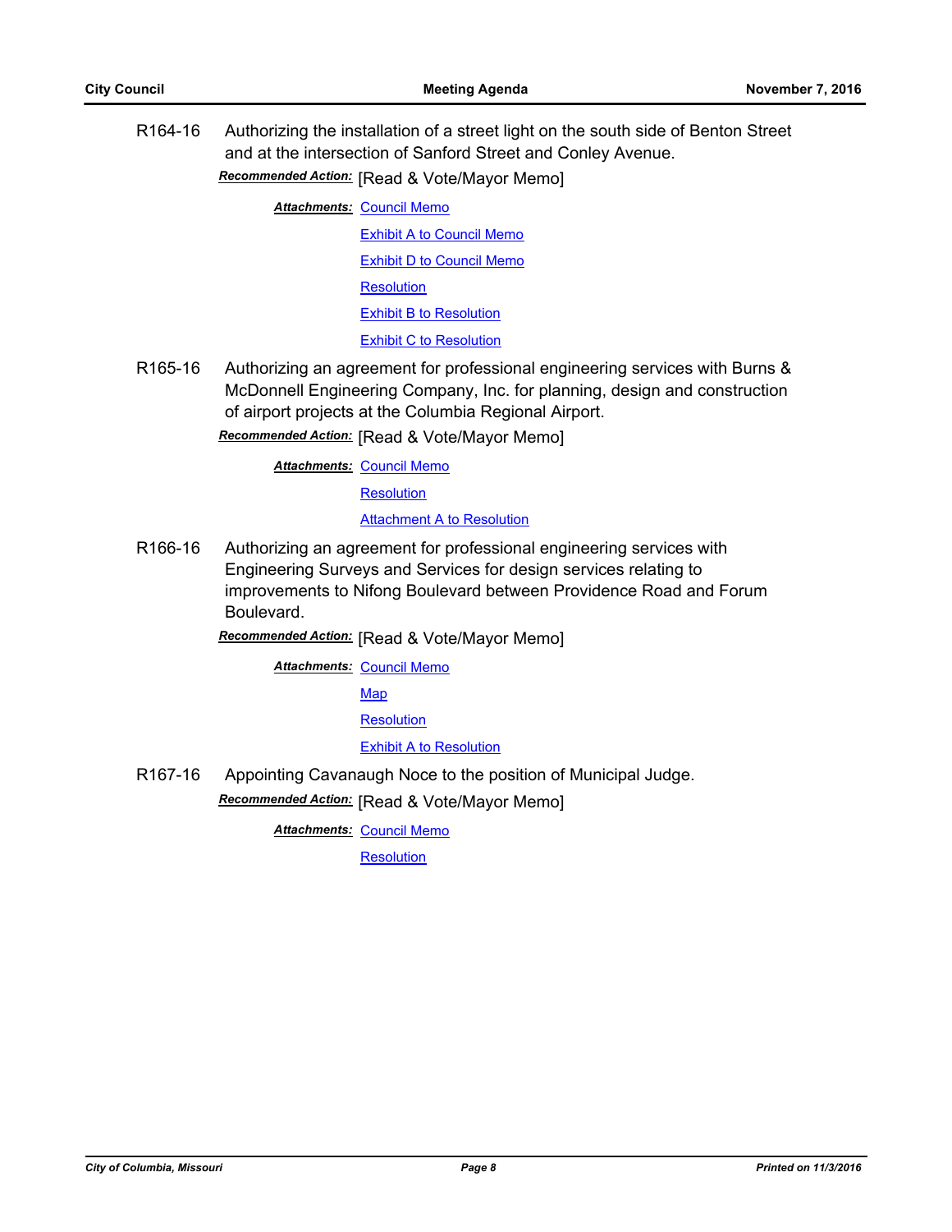R164-16 Authorizing the installation of a street light on the south side of Benton Street and at the intersection of Sanford Street and Conley Avenue.

***Recommended Action:*** [Read & Vote/Mayor Memo]

***Attachments:*** Council Memo
Exhibit A to Council Memo
Exhibit D to Council Memo
Resolution
Exhibit B to Resolution
Exhibit C to Resolution

R165-16 Authorizing an agreement for professional engineering services with Burns & McDonnell Engineering Company, Inc. for planning, design and construction of airport projects at the Columbia Regional Airport.

***Recommended Action:*** [Read & Vote/Mayor Memo]

***Attachments:*** Council Memo
Resolution
Attachment A to Resolution

R166-16 Authorizing an agreement for professional engineering services with Engineering Surveys and Services for design services relating to improvements to Nifong Boulevard between Providence Road and Forum Boulevard.

***Recommended Action:*** [Read & Vote/Mayor Memo]

***Attachments:*** Council Memo
Map
Resolution
Exhibit A to Resolution

R167-16 Appointing Cavanaugh Noce to the position of Municipal Judge.

***Recommended Action:*** [Read & Vote/Mayor Memo]

***Attachments:*** Council Memo
Resolution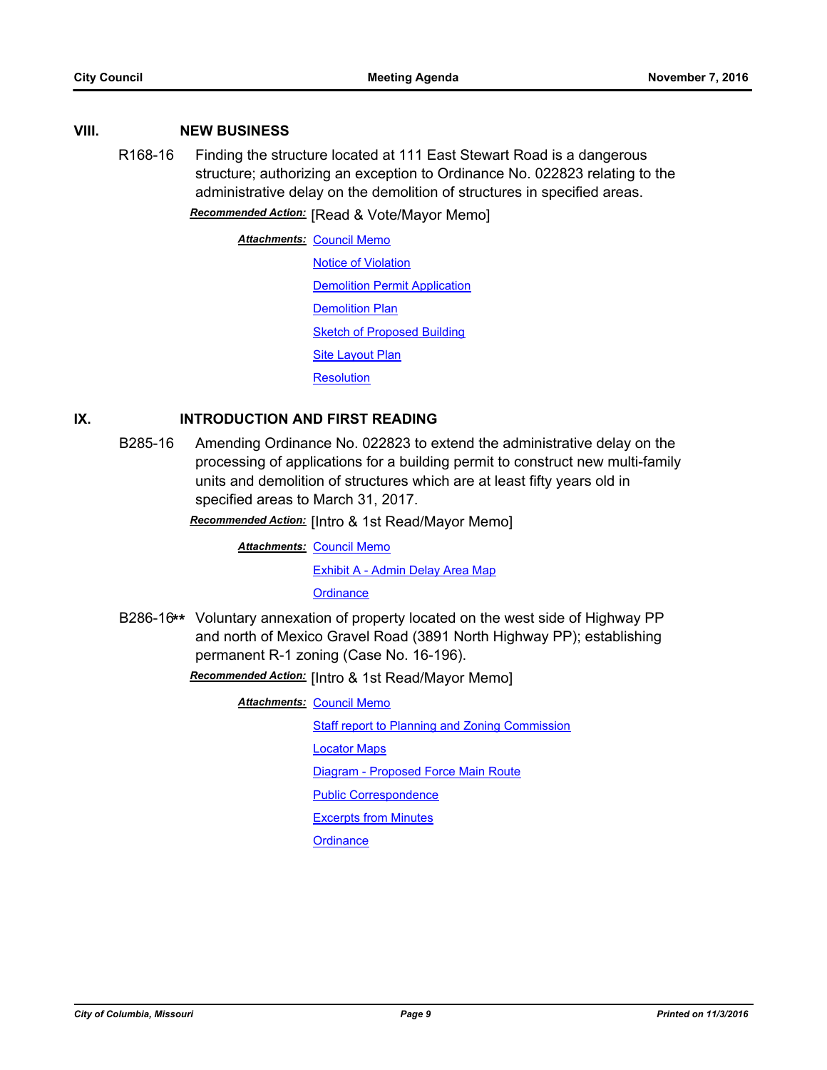## VIII. NEW BUSINESS

**R168-16** Finding the structure located at 111 East Stewart Road is a dangerous structure; authorizing an exception to Ordinance No. 022823 relating to the administrative delay on the demolition of structures in specified areas.

***Recommended Action:*** [Read & Vote/Mayor Memo]

***Attachments:*** Council Memo

Notice of Violation

Demolition Permit Application

Demolition Plan

Sketch of Proposed Building

Site Layout Plan

Resolution

## IX. INTRODUCTION AND FIRST READING

**B285-16** Amending Ordinance No. 022823 to extend the administrative delay on the processing of applications for a building permit to construct new multi-family units and demolition of structures which are at least fifty years old in specified areas to March 31, 2017.

***Recommended Action:*** [Intro & 1st Read/Mayor Memo]

***Attachments:*** Council Memo

Exhibit A - Admin Delay Area Map

Ordinance

**B286-16\*\*** Voluntary annexation of property located on the west side of Highway PP and north of Mexico Gravel Road (3891 North Highway PP); establishing permanent R-1 zoning (Case No. 16-196).

***Recommended Action:*** [Intro & 1st Read/Mayor Memo]

***Attachments:*** Council Memo

Staff report to Planning and Zoning Commission

Locator Maps

Diagram - Proposed Force Main Route

Public Correspondence

Excerpts from Minutes

Ordinance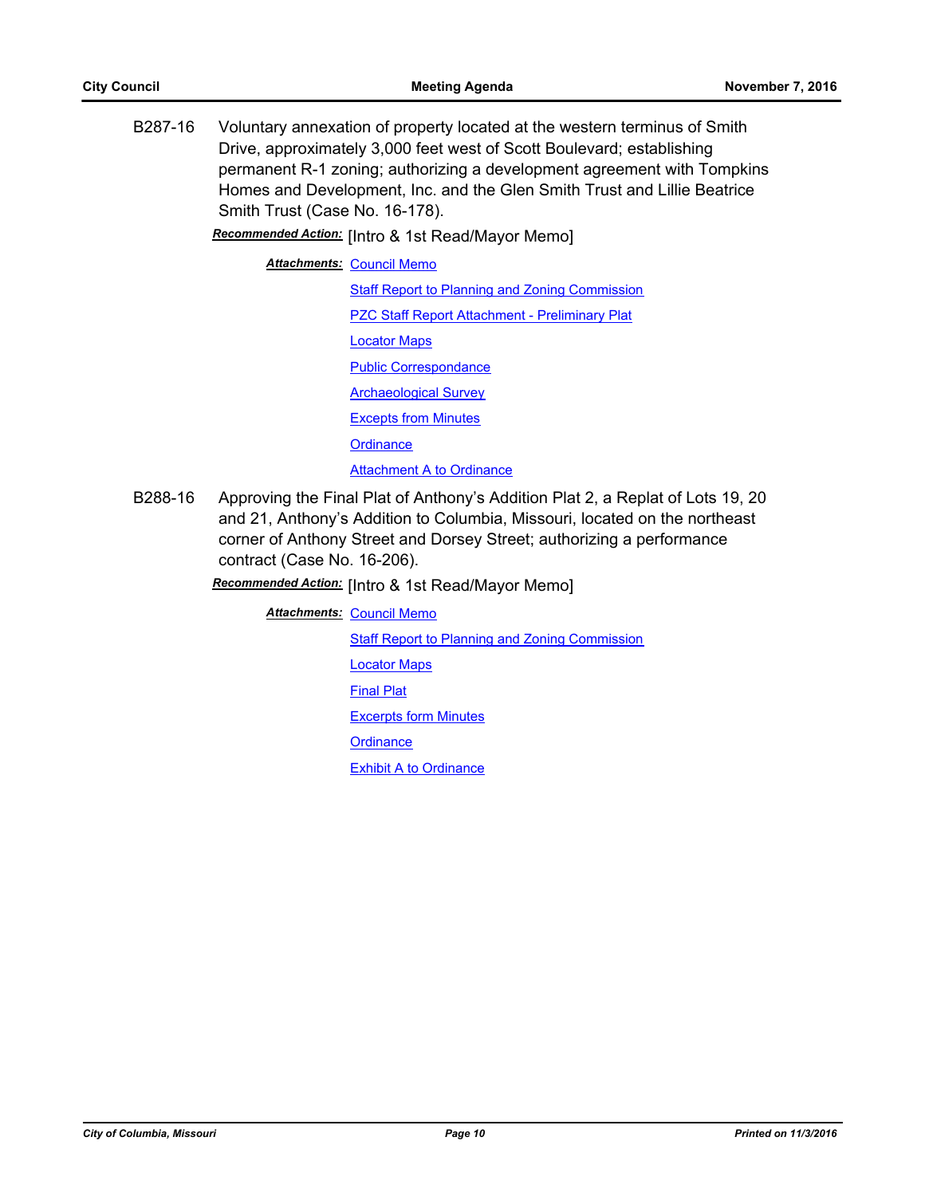B287-16 Voluntary annexation of property located at the western terminus of Smith Drive, approximately 3,000 feet west of Scott Boulevard; establishing permanent R-1 zoning; authorizing a development agreement with Tompkins Homes and Development, Inc. and the Glen Smith Trust and Lillie Beatrice Smith Trust (Case No. 16-178).

***Recommended Action:*** [Intro & 1st Read/Mayor Memo]

***Attachments:*** Council Memo

Staff Report to Planning and Zoning Commission

PZC Staff Report Attachment - Preliminary Plat

Locator Maps

Public Correspondance

Archaeological Survey

Excepts from Minutes

Ordinance

Attachment A to Ordinance

B288-16 Approving the Final Plat of Anthony's Addition Plat 2, a Replat of Lots 19, 20 and 21, Anthony's Addition to Columbia, Missouri, located on the northeast corner of Anthony Street and Dorsey Street; authorizing a performance contract (Case No. 16-206).

***Recommended Action:*** [Intro & 1st Read/Mayor Memo]

***Attachments:*** Council Memo

Staff Report to Planning and Zoning Commission

Locator Maps

Final Plat

Excerpts form Minutes

Ordinance

Exhibit A to Ordinance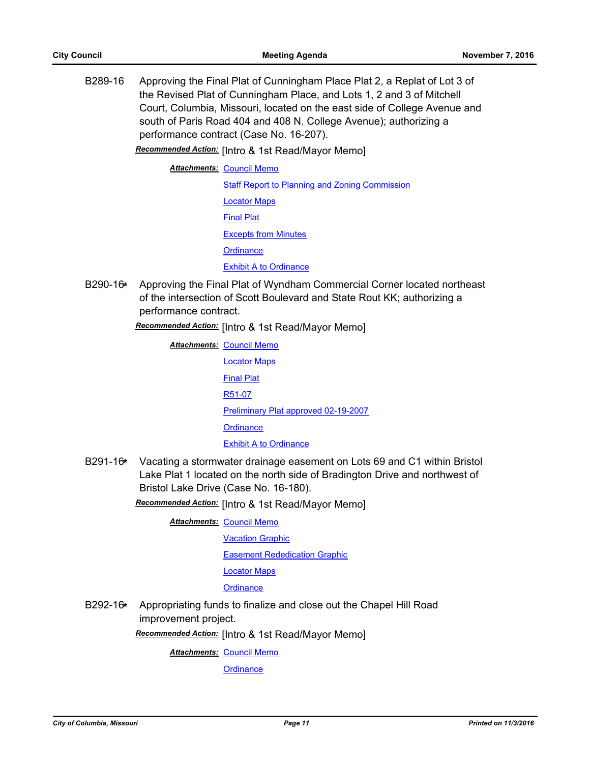B289-16 Approving the Final Plat of Cunningham Place Plat 2, a Replat of Lot 3 of the Revised Plat of Cunningham Place, and Lots 1, 2 and 3 of Mitchell Court, Columbia, Missouri, located on the east side of College Avenue and south of Paris Road 404 and 408 N. College Avenue); authorizing a performance contract (Case No. 16-207).

***Recommended Action:*** [Intro & 1st Read/Mayor Memo]

***Attachments:*** Council Memo
Staff Report to Planning and Zoning Commission
Locator Maps
Final Plat
Excepts from Minutes
Ordinance
Exhibit A to Ordinance

B290-16* Approving the Final Plat of Wyndham Commercial Corner located northeast of the intersection of Scott Boulevard and State Rout KK; authorizing a performance contract.

***Recommended Action:*** [Intro & 1st Read/Mayor Memo]

***Attachments:*** Council Memo
Locator Maps
Final Plat
R51-07
Preliminary Plat approved 02-19-2007
Ordinance
Exhibit A to Ordinance

B291-16* Vacating a stormwater drainage easement on Lots 69 and C1 within Bristol Lake Plat 1 located on the north side of Bradington Drive and northwest of Bristol Lake Drive (Case No. 16-180).

***Recommended Action:*** [Intro & 1st Read/Mayor Memo]

***Attachments:*** Council Memo
Vacation Graphic
Easement Rededication Graphic
Locator Maps
Ordinance

B292-16* Appropriating funds to finalize and close out the Chapel Hill Road improvement project.

***Recommended Action:*** [Intro & 1st Read/Mayor Memo]

***Attachments:*** Council Memo
Ordinance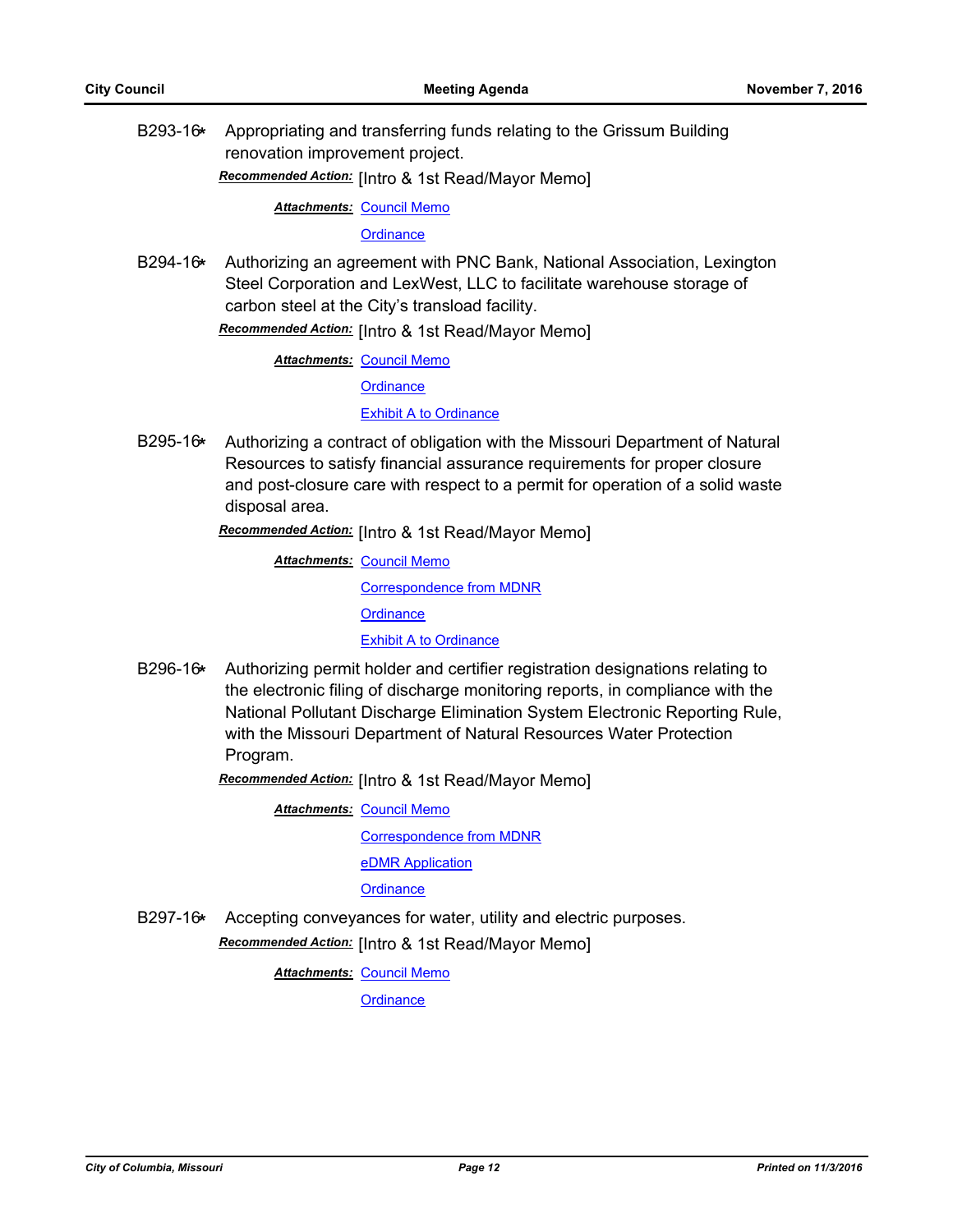B293-16* Appropriating and transferring funds relating to the Grissum Building renovation improvement project.

***Recommended Action:*** [Intro & 1st Read/Mayor Memo]

***Attachments:*** Council Memo

Ordinance

B294-16* Authorizing an agreement with PNC Bank, National Association, Lexington Steel Corporation and LexWest, LLC to facilitate warehouse storage of carbon steel at the City's transload facility.

***Recommended Action:*** [Intro & 1st Read/Mayor Memo]

***Attachments:*** Council Memo

Ordinance

Exhibit A to Ordinance

B295-16* Authorizing a contract of obligation with the Missouri Department of Natural Resources to satisfy financial assurance requirements for proper closure and post-closure care with respect to a permit for operation of a solid waste disposal area.

***Recommended Action:*** [Intro & 1st Read/Mayor Memo]

***Attachments:*** Council Memo

Correspondence from MDNR

Ordinance

Exhibit A to Ordinance

B296-16* Authorizing permit holder and certifier registration designations relating to the electronic filing of discharge monitoring reports, in compliance with the National Pollutant Discharge Elimination System Electronic Reporting Rule, with the Missouri Department of Natural Resources Water Protection Program.

***Recommended Action:*** [Intro & 1st Read/Mayor Memo]

***Attachments:*** Council Memo

Correspondence from MDNR

eDMR Application

Ordinance

B297-16* Accepting conveyances for water, utility and electric purposes.

***Recommended Action:*** [Intro & 1st Read/Mayor Memo]

***Attachments:*** Council Memo

Ordinance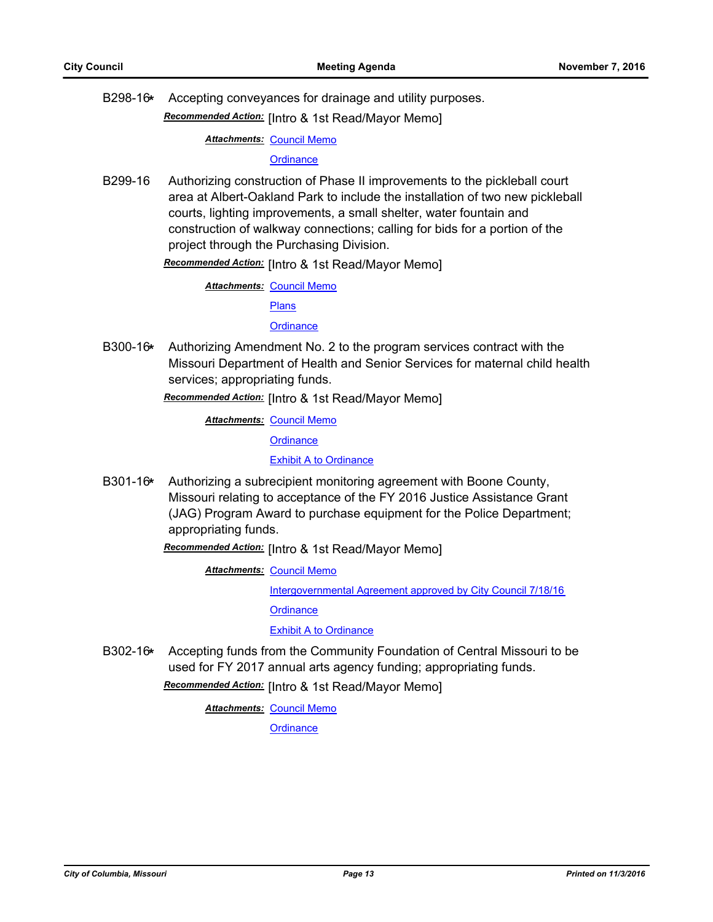B298-16* Accepting conveyances for drainage and utility purposes.

***Recommended Action:*** [Intro & 1st Read/Mayor Memo]

***Attachments:*** Council Memo

Ordinance

B299-16 Authorizing construction of Phase II improvements to the pickleball court area at Albert-Oakland Park to include the installation of two new pickleball courts, lighting improvements, a small shelter, water fountain and construction of walkway connections; calling for bids for a portion of the project through the Purchasing Division.

***Recommended Action:*** [Intro & 1st Read/Mayor Memo]

***Attachments:*** Council Memo

Plans

Ordinance

B300-16* Authorizing Amendment No. 2 to the program services contract with the Missouri Department of Health and Senior Services for maternal child health services; appropriating funds.

***Recommended Action:*** [Intro & 1st Read/Mayor Memo]

***Attachments:*** Council Memo

Ordinance

Exhibit A to Ordinance

B301-16* Authorizing a subrecipient monitoring agreement with Boone County, Missouri relating to acceptance of the FY 2016 Justice Assistance Grant (JAG) Program Award to purchase equipment for the Police Department; appropriating funds.

***Recommended Action:*** [Intro & 1st Read/Mayor Memo]

***Attachments:*** Council Memo

Intergovernmental Agreement approved by City Council 7/18/16

Ordinance

Exhibit A to Ordinance

B302-16* Accepting funds from the Community Foundation of Central Missouri to be used for FY 2017 annual arts agency funding; appropriating funds.

***Recommended Action:*** [Intro & 1st Read/Mayor Memo]

***Attachments:*** Council Memo

Ordinance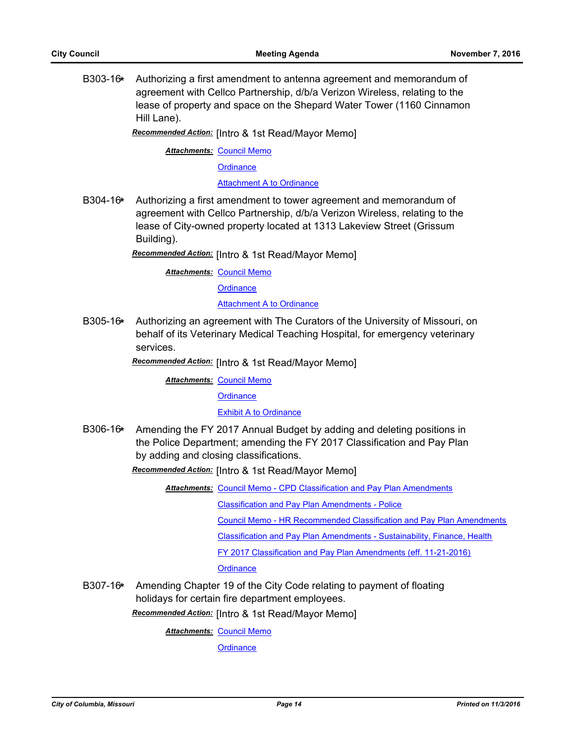B303-16* Authorizing a first amendment to antenna agreement and memorandum of agreement with Cellco Partnership, d/b/a Verizon Wireless, relating to the lease of property and space on the Shepard Water Tower (1160 Cinnamon Hill Lane).

***Recommended Action:*** [Intro & 1st Read/Mayor Memo]

***Attachments:*** Council Memo
Ordinance
Attachment A to Ordinance

B304-16* Authorizing a first amendment to tower agreement and memorandum of agreement with Cellco Partnership, d/b/a Verizon Wireless, relating to the lease of City-owned property located at 1313 Lakeview Street (Grissum Building).

***Recommended Action:*** [Intro & 1st Read/Mayor Memo]

***Attachments:*** Council Memo
Ordinance
Attachment A to Ordinance

B305-16* Authorizing an agreement with The Curators of the University of Missouri, on behalf of its Veterinary Medical Teaching Hospital, for emergency veterinary services.

***Recommended Action:*** [Intro & 1st Read/Mayor Memo]

***Attachments:*** Council Memo
Ordinance
Exhibit A to Ordinance

B306-16* Amending the FY 2017 Annual Budget by adding and deleting positions in the Police Department; amending the FY 2017 Classification and Pay Plan by adding and closing classifications.

***Recommended Action:*** [Intro & 1st Read/Mayor Memo]

***Attachments:*** Council Memo - CPD Classification and Pay Plan Amendments
Classification and Pay Plan Amendments - Police
Council Memo - HR Recommended Classification and Pay Plan Amendments
Classification and Pay Plan Amendments - Sustainability, Finance, Health
FY 2017 Classification and Pay Plan Amendments (eff. 11-21-2016)
Ordinance

B307-16* Amending Chapter 19 of the City Code relating to payment of floating holidays for certain fire department employees.

***Recommended Action:*** [Intro & 1st Read/Mayor Memo]

***Attachments:*** Council Memo
Ordinance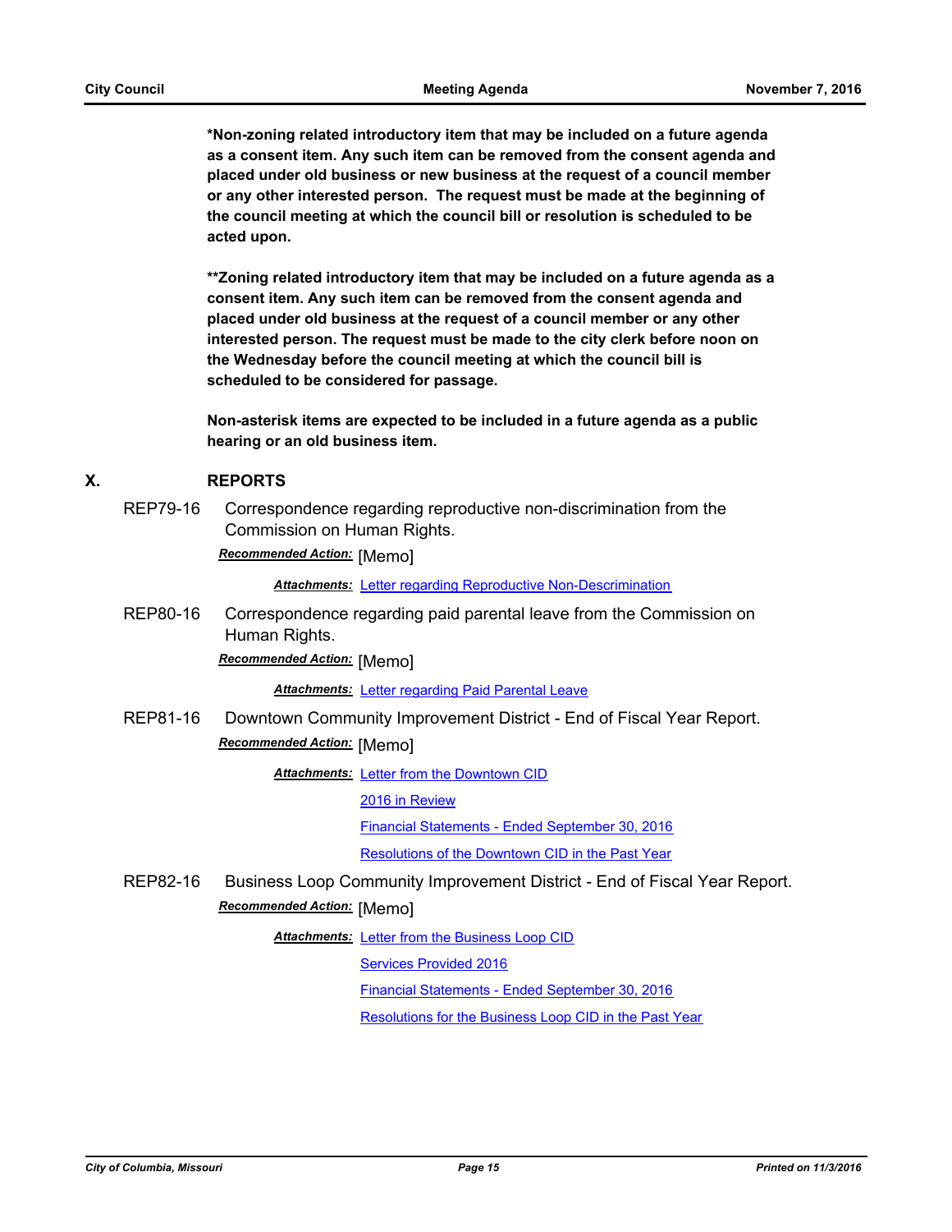**\*Non-zoning related introductory item that may be included on a future agenda as a consent item. Any such item can be removed from the consent agenda and placed under old business or new business at the request of a council member or any other interested person. The request must be made at the beginning of the council meeting at which the council bill or resolution is scheduled to be acted upon.**

**\*\*Zoning related introductory item that may be included on a future agenda as a consent item. Any such item can be removed from the consent agenda and placed under old business at the request of a council member or any other interested person. The request must be made to the city clerk before noon on the Wednesday before the council meeting at which the council bill is scheduled to be considered for passage.**

**Non-asterisk items are expected to be included in a future agenda as a public hearing or an old business item.**

## X. REPORTS

REP79-16 Correspondence regarding reproductive non-discrimination from the Commission on Human Rights.

***Recommended Action:*** [Memo]

***Attachments:*** Letter regarding Reproductive Non-Descrimination

REP80-16 Correspondence regarding paid parental leave from the Commission on Human Rights.

***Recommended Action:*** [Memo]

***Attachments:*** Letter regarding Paid Parental Leave

REP81-16 Downtown Community Improvement District - End of Fiscal Year Report.

***Recommended Action:*** [Memo]

***Attachments:*** Letter from the Downtown CID
2016 in Review
Financial Statements - Ended September 30, 2016
Resolutions of the Downtown CID in the Past Year

REP82-16 Business Loop Community Improvement District - End of Fiscal Year Report.

***Recommended Action:*** [Memo]

***Attachments:*** Letter from the Business Loop CID
Services Provided 2016
Financial Statements - Ended September 30, 2016
Resolutions for the Business Loop CID in the Past Year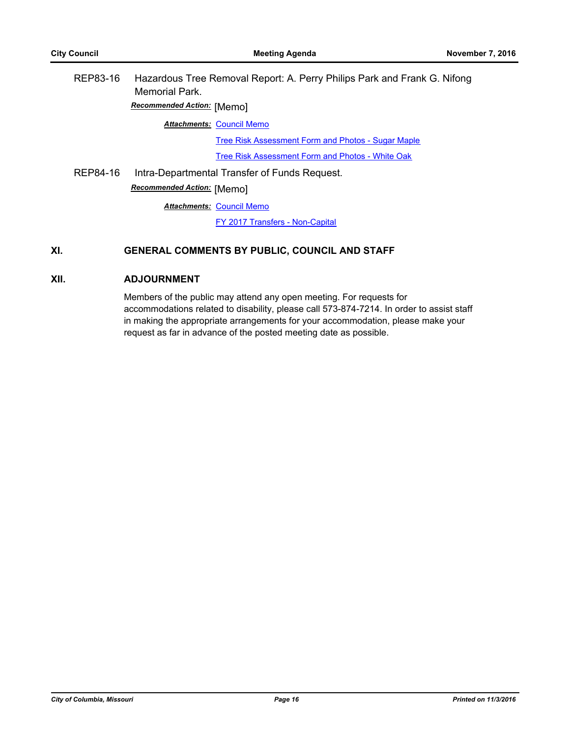REP83-16 Hazardous Tree Removal Report: A. Perry Philips Park and Frank G. Nifong Memorial Park.

***Recommended Action:*** [Memo]

***Attachments:*** Council Memo

Tree Risk Assessment Form and Photos - Sugar Maple

Tree Risk Assessment Form and Photos - White Oak

REP84-16 Intra-Departmental Transfer of Funds Request.

***Recommended Action:*** [Memo]

***Attachments:*** Council Memo

FY 2017 Transfers - Non-Capital

## XI. GENERAL COMMENTS BY PUBLIC, COUNCIL AND STAFF

## XII. ADJOURNMENT

Members of the public may attend any open meeting. For requests for accommodations related to disability, please call 573-874-7214. In order to assist staff in making the appropriate arrangements for your accommodation, please make your request as far in advance of the posted meeting date as possible.